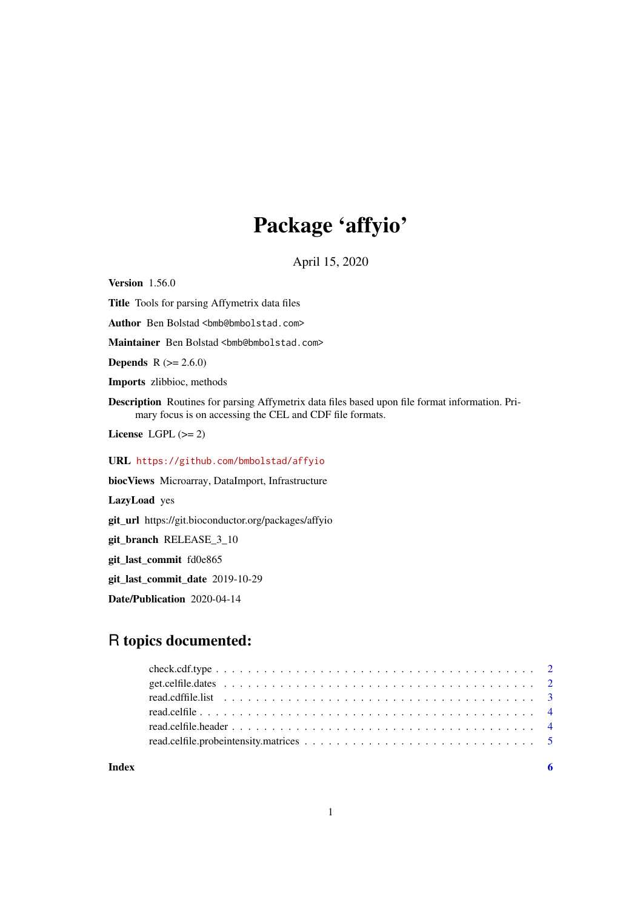# Package 'affyio'

April 15, 2020

**Version** 1.56.0

**Title** Tools for parsing Affymetrix data files

**Author** Ben Bolstad <bmb@bmbolstad.com>

**Maintainer** Ben Bolstad <bmb@bmbolstad.com>

**Depends** R (>= 2.6.0)

**Imports** zlibbioc, methods

**Description** Routines for parsing Affymetrix data files based upon file format information. Primary focus is on accessing the CEL and CDF file formats.

**License** LGPL (>= 2)

**URL** https://github.com/bmbolstad/affyio

**biocViews** Microarray, DataImport, Infrastructure

**LazyLoad** yes

**git_url** https://git.bioconductor.org/packages/affyio

**git_branch** RELEASE_3_10

**git_last_commit** fd0e865

**git_last_commit_date** 2019-10-29

**Date/Publication** 2020-04-14

## R topics documented:

- check.cdf.type . . . . . . . . . . . . . . . . . . . . . . . . . . . . . . . . . . . . . . . 2
- get.celfile.dates . . . . . . . . . . . . . . . . . . . . . . . . . . . . . . . . . . . . . . 2
- read.cdffile.list . . . . . . . . . . . . . . . . . . . . . . . . . . . . . . . . . . . . . . . 3
- read.celfile . . . . . . . . . . . . . . . . . . . . . . . . . . . . . . . . . . . . . . . . . . 4
- read.celfile.header . . . . . . . . . . . . . . . . . . . . . . . . . . . . . . . . . . . . . 4
- read.celfile.probeintensity.matrices . . . . . . . . . . . . . . . . . . . . . . . . . . . 5

**Index** 6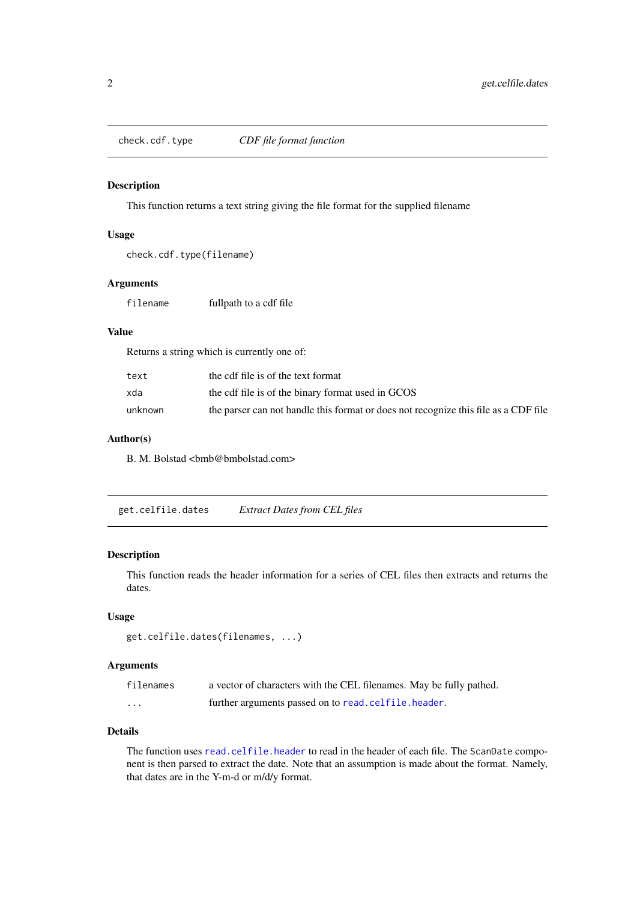## check.cdf.type    *CDF file format function*

### Description

This function returns a text string giving the file format for the supplied filename

### Usage

```
check.cdf.type(filename)
```

### Arguments

| | |
|---|---|
| `filename` | fullpath to a cdf file |

### Value

Returns a string which is currently one of:

| | |
|---|---|
| `text` | the cdf file is of the text format |
| `xda` | the cdf file is of the binary format used in GCOS |
| `unknown` | the parser can not handle this format or does not recognize this file as a CDF file |

### Author(s)

B. M. Bolstad <bmb@bmbolstad.com>

## get.celfile.dates    *Extract Dates from CEL files*

### Description

This function reads the header information for a series of CEL files then extracts and returns the dates.

### Usage

```
get.celfile.dates(filenames, ...)
```

### Arguments

| | |
|---|---|
| `filenames` | a vector of characters with the CEL filenames. May be fully pathed. |
| `...` | further arguments passed on to `read.celfile.header`. |

### Details

The function uses `read.celfile.header` to read in the header of each file. The `ScanDate` component is then parsed to extract the date. Note that an assumption is made about the format. Namely, that dates are in the Y-m-d or m/d/y format.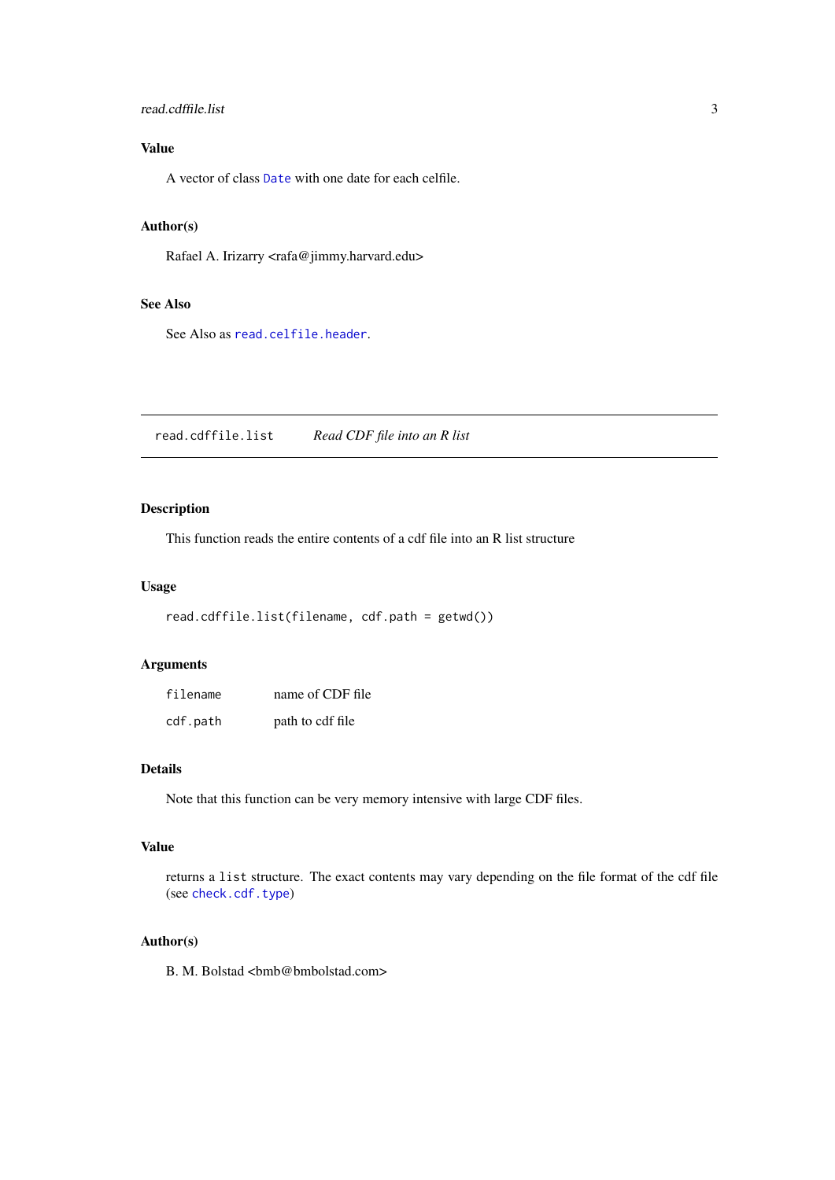### Value

A vector of class `Date` with one date for each celfile.

### Author(s)

Rafael A. Irizarry <rafa@jimmy.harvard.edu>

### See Also

See Also as `read.celfile.header`.

---

## `read.cdffile.list` *Read CDF file into an R list*

---

### Description

This function reads the entire contents of a cdf file into an R list structure

### Usage

```
read.cdffile.list(filename, cdf.path = getwd())
```

### Arguments

| | |
|---|---|
| `filename` | name of CDF file |
| `cdf.path` | path to cdf file |

### Details

Note that this function can be very memory intensive with large CDF files.

### Value

returns a `list` structure. The exact contents may vary depending on the file format of the cdf file (see `check.cdf.type`)

### Author(s)

B. M. Bolstad <bmb@bmbolstad.com>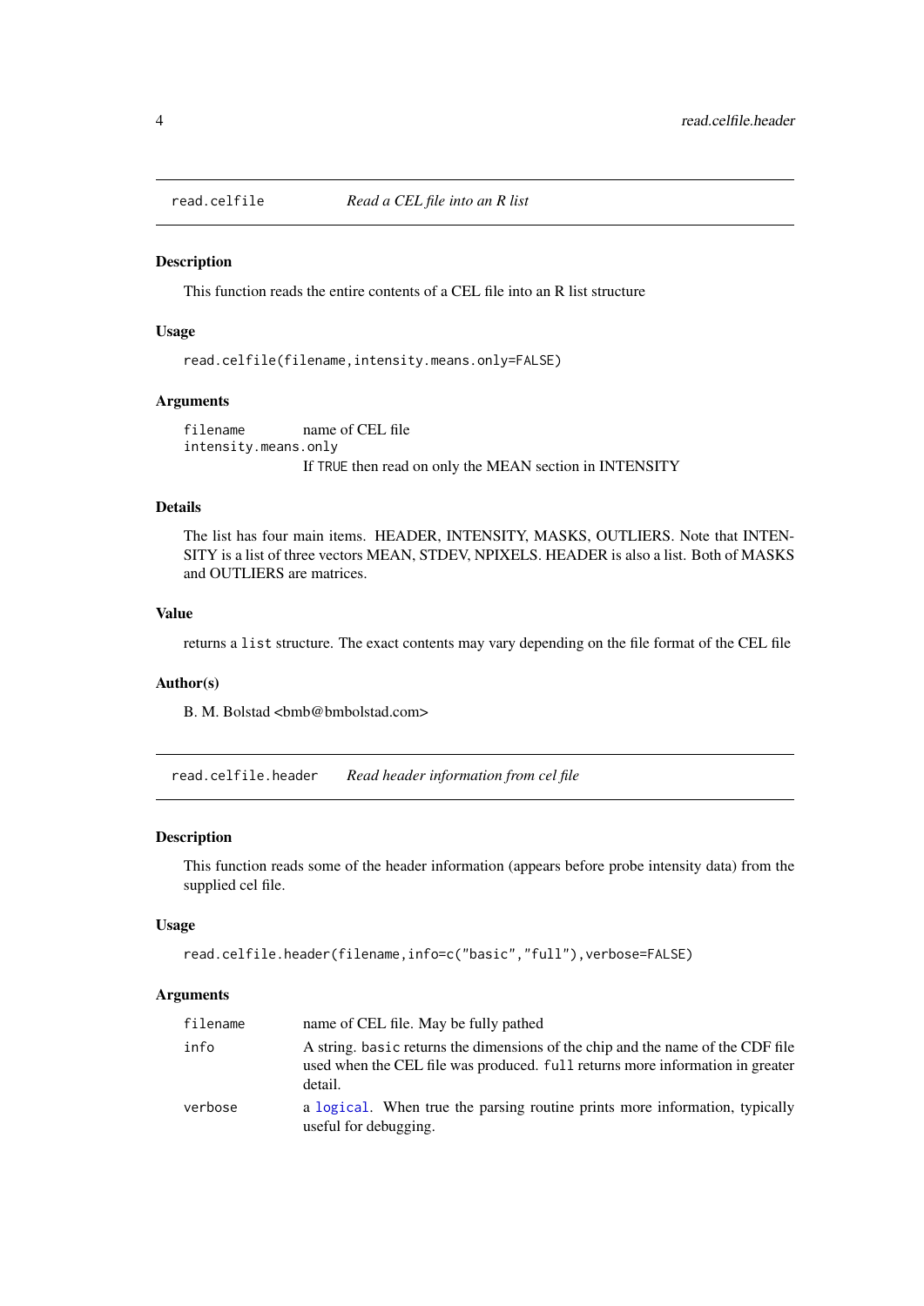## read.celfile    *Read a CEL file into an R list*

### Description

This function reads the entire contents of a CEL file into an R list structure

### Usage

```
read.celfile(filename,intensity.means.only=FALSE)
```

### Arguments

| | |
|---|---|
| `filename` | name of CEL file |
| `intensity.means.only` | If `TRUE` then read on only the MEAN section in INTENSITY |

### Details

The list has four main items. HEADER, INTENSITY, MASKS, OUTLIERS. Note that INTENSITY is a list of three vectors MEAN, STDEV, NPIXELS. HEADER is also a list. Both of MASKS and OUTLIERS are matrices.

### Value

returns a `list` structure. The exact contents may vary depending on the file format of the CEL file

### Author(s)

B. M. Bolstad <bmb@bmbolstad.com>

## read.celfile.header    *Read header information from cel file*

### Description

This function reads some of the header information (appears before probe intensity data) from the supplied cel file.

### Usage

```
read.celfile.header(filename,info=c("basic","full"),verbose=FALSE)
```

### Arguments

| | |
|---|---|
| `filename` | name of CEL file. May be fully pathed |
| `info` | A string. `basic` returns the dimensions of the chip and the name of the CDF file used when the CEL file was produced. `full` returns more information in greater detail. |
| `verbose` | a `logical`. When true the parsing routine prints more information, typically useful for debugging. |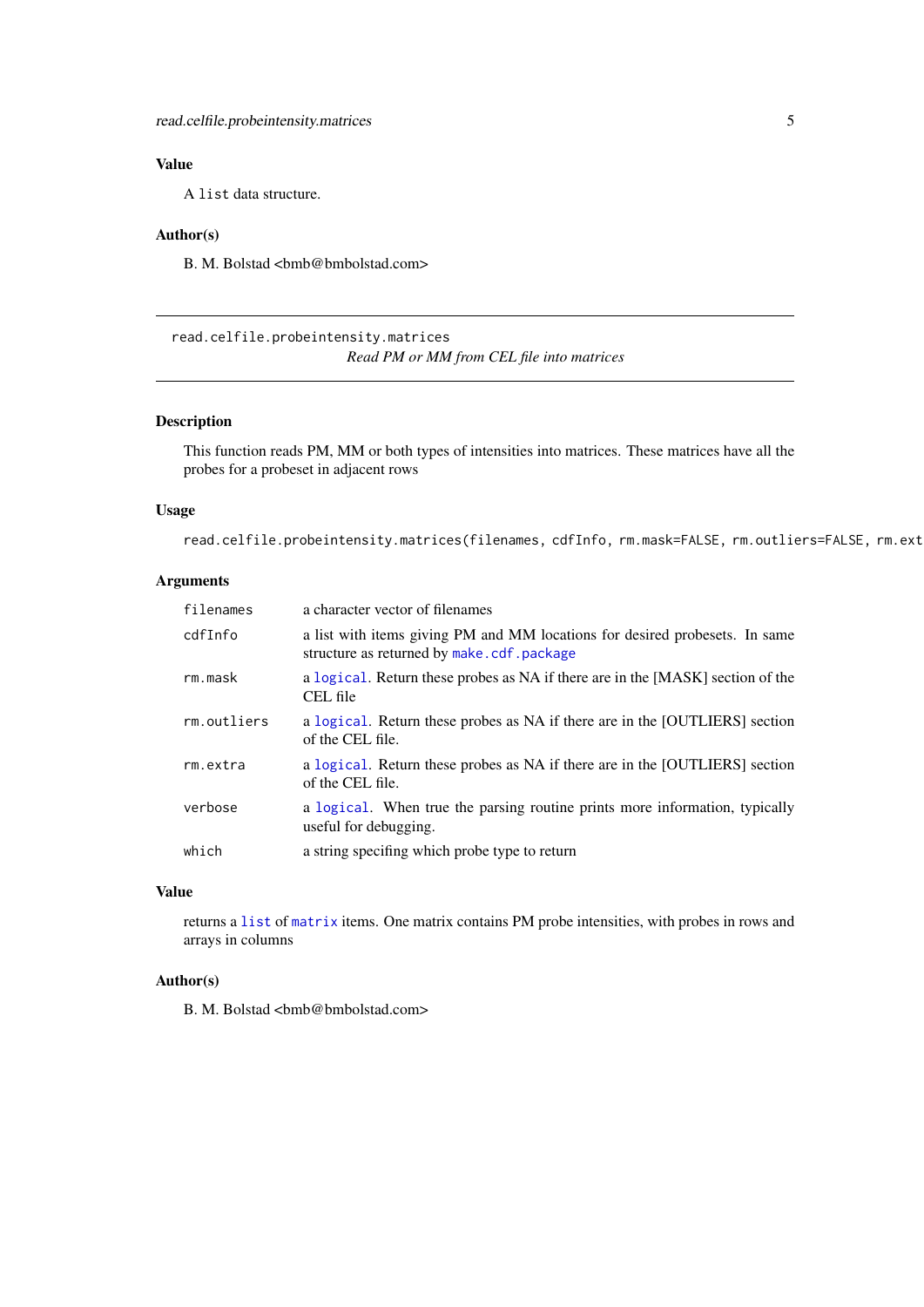### Value

A `list` data structure.

### Author(s)

B. M. Bolstad <bmb@bmbolstad.com>

---

`read.celfile.probeintensity.matrices`
*Read PM or MM from CEL file into matrices*

---

### Description

This function reads PM, MM or both types of intensities into matrices. These matrices have all the probes for a probeset in adjacent rows

### Usage

```
read.celfile.probeintensity.matrices(filenames, cdfInfo, rm.mask=FALSE, rm.outliers=FALSE, rm.ext
```

### Arguments

| | |
|---|---|
| `filenames` | a character vector of filenames |
| `cdfInfo` | a list with items giving PM and MM locations for desired probesets. In same structure as returned by `make.cdf.package` |
| `rm.mask` | a `logical`. Return these probes as NA if there are in the [MASK] section of the CEL file |
| `rm.outliers` | a `logical`. Return these probes as NA if there are in the [OUTLIERS] section of the CEL file. |
| `rm.extra` | a `logical`. Return these probes as NA if there are in the [OUTLIERS] section of the CEL file. |
| `verbose` | a `logical`. When true the parsing routine prints more information, typically useful for debugging. |
| `which` | a string specifing which probe type to return |

### Value

returns a `list` of `matrix` items. One matrix contains PM probe intensities, with probes in rows and arrays in columns

### Author(s)

B. M. Bolstad <bmb@bmbolstad.com>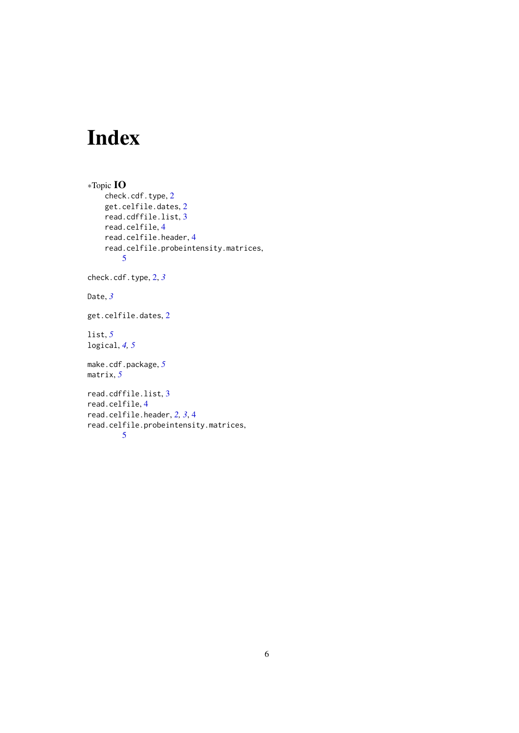# Index

*Topic **IO**

check.cdf.type, 2
get.celfile.dates, 2
read.cdffile.list, 3
read.celfile, 4
read.celfile.header, 4
read.celfile.probeintensity.matrices, 5

check.cdf.type, 2, *3*

Date, *3*

get.celfile.dates, 2

list, *5*
logical, *4, 5*

make.cdf.package, *5*
matrix, *5*

read.cdffile.list, 3
read.celfile, 4
read.celfile.header, *2, 3*, 4
read.celfile.probeintensity.matrices, 5